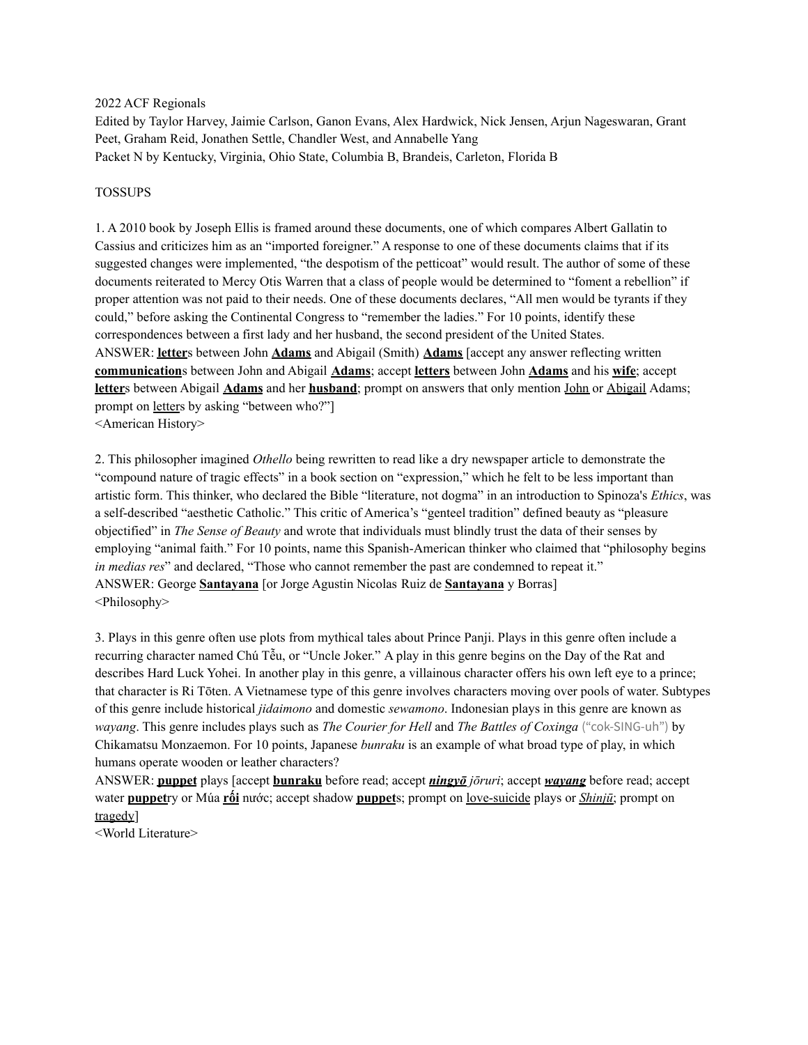2022 ACF Regionals
Edited by Taylor Harvey, Jaimie Carlson, Ganon Evans, Alex Hardwick, Nick Jensen, Arjun Nageswaran, Grant Peet, Graham Reid, Jonathen Settle, Chandler West, and Annabelle Yang
Packet N by Kentucky, Virginia, Ohio State, Columbia B, Brandeis, Carleton, Florida B

TOSSUPS

1. A 2010 book by Joseph Ellis is framed around these documents, one of which compares Albert Gallatin to Cassius and criticizes him as an "imported foreigner." A response to one of these documents claims that if its suggested changes were implemented, "the despotism of the petticoat" would result. The author of some of these documents reiterated to Mercy Otis Warren that a class of people would be determined to "foment a rebellion" if proper attention was not paid to their needs. One of these documents declares, "All men would be tyrants if they could," before asking the Continental Congress to "remember the ladies." For 10 points, identify these correspondences between a first lady and her husband, the second president of the United States.
ANSWER: **letter**s between John **Adams** and Abigail (Smith) **Adams** [accept any answer reflecting written **communication**s between John and Abigail **Adams**; accept **letters** between John **Adams** and his **wife**; accept **letter**s between Abigail **Adams** and her **husband**; prompt on answers that only mention John or Abigail Adams; prompt on letters by asking "between who?"]
<American History>

2. This philosopher imagined *Othello* being rewritten to read like a dry newspaper article to demonstrate the "compound nature of tragic effects" in a book section on "expression," which he felt to be less important than artistic form. This thinker, who declared the Bible "literature, not dogma" in an introduction to Spinoza's *Ethics*, was a self-described "aesthetic Catholic." This critic of America's "genteel tradition" defined beauty as "pleasure objectified" in *The Sense of Beauty* and wrote that individuals must blindly trust the data of their senses by employing "animal faith." For 10 points, name this Spanish-American thinker who claimed that "philosophy begins *in medias res*" and declared, "Those who cannot remember the past are condemned to repeat it."
ANSWER: George **Santayana** [or Jorge Agustin Nicolas Ruiz de **Santayana** y Borras]
<Philosophy>

3. Plays in this genre often use plots from mythical tales about Prince Panji. Plays in this genre often include a recurring character named Chú Tễu, or "Uncle Joker." A play in this genre begins on the Day of the Rat and describes Hard Luck Yohei. In another play in this genre, a villainous character offers his own left eye to a prince; that character is Ri Tōten. A Vietnamese type of this genre involves characters moving over pools of water. Subtypes of this genre include historical *jidaimono* and domestic *sewamono*. Indonesian plays in this genre are known as *wayang*. This genre includes plays such as *The Courier for Hell* and *The Battles of Coxinga* ("cok-SING-uh") by Chikamatsu Monzaemon. For 10 points, Japanese *bunraku* is an example of what broad type of play, in which humans operate wooden or leather characters?
ANSWER: **puppet** plays [accept **bunraku** before read; accept ***ningyō*** *jōruri*; accept ***wayang*** before read; accept water **puppet**ry or Múa **rối** nước; accept shadow **puppet**s; prompt on love-suicide plays or *Shinjū*; prompt on tragedy]
<World Literature>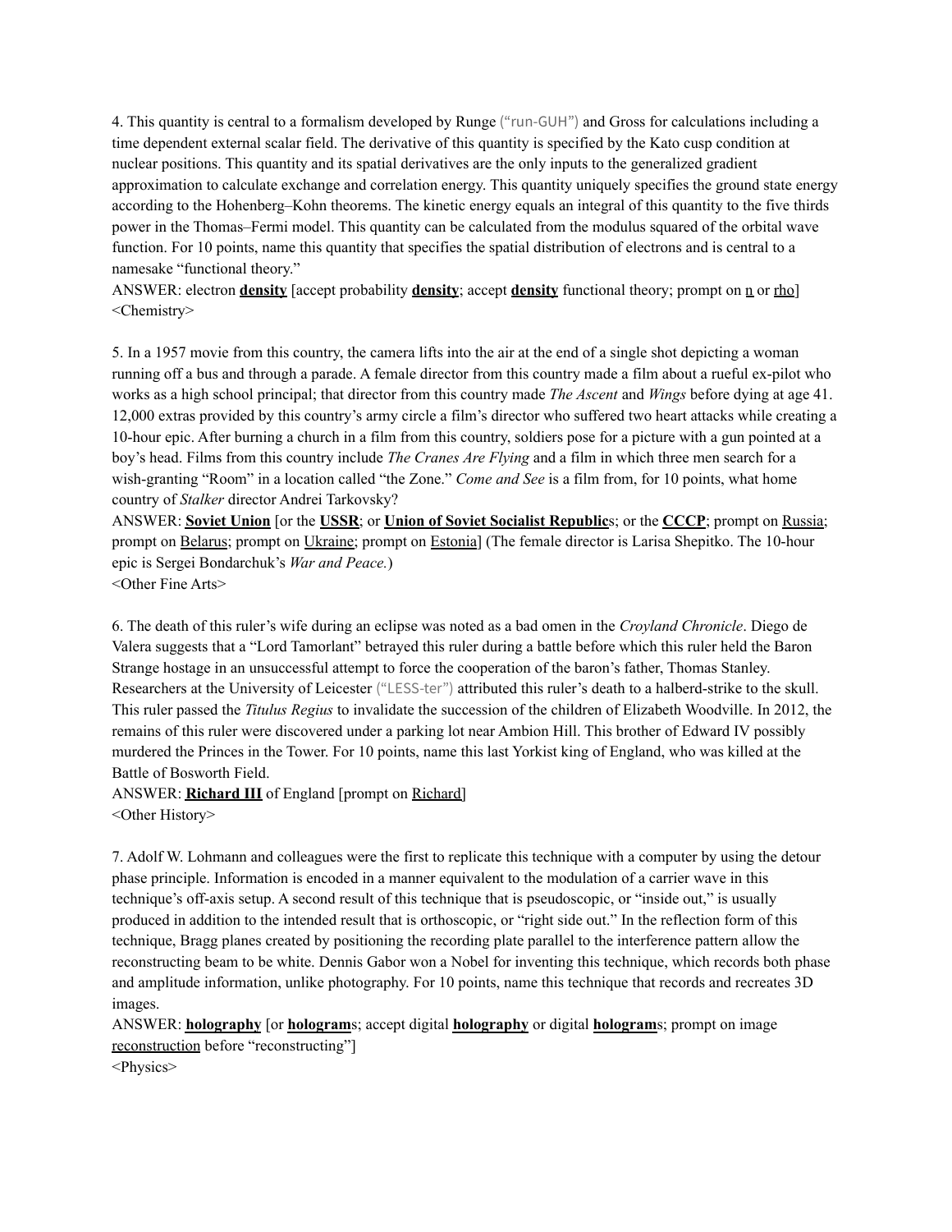4. This quantity is central to a formalism developed by Runge ("run-GUH") and Gross for calculations including a time dependent external scalar field. The derivative of this quantity is specified by the Kato cusp condition at nuclear positions. This quantity and its spatial derivatives are the only inputs to the generalized gradient approximation to calculate exchange and correlation energy. This quantity uniquely specifies the ground state energy according to the Hohenberg–Kohn theorems. The kinetic energy equals an integral of this quantity to the five thirds power in the Thomas–Fermi model. This quantity can be calculated from the modulus squared of the orbital wave function. For 10 points, name this quantity that specifies the spatial distribution of electrons and is central to a namesake "functional theory."

ANSWER: electron **density** [accept probability **density**; accept **density** functional theory; prompt on n or rho]

<Chemistry>

5. In a 1957 movie from this country, the camera lifts into the air at the end of a single shot depicting a woman running off a bus and through a parade. A female director from this country made a film about a rueful ex-pilot who works as a high school principal; that director from this country made *The Ascent* and *Wings* before dying at age 41. 12,000 extras provided by this country's army circle a film's director who suffered two heart attacks while creating a 10-hour epic. After burning a church in a film from this country, soldiers pose for a picture with a gun pointed at a boy's head. Films from this country include *The Cranes Are Flying* and a film in which three men search for a wish-granting "Room" in a location called "the Zone." *Come and See* is a film from, for 10 points, what home country of *Stalker* director Andrei Tarkovsky?

ANSWER: **Soviet Union** [or the **USSR**; or **Union of Soviet Socialist Republic**s; or the **CCCP**; prompt on Russia; prompt on Belarus; prompt on Ukraine; prompt on Estonia] (The female director is Larisa Shepitko. The 10-hour epic is Sergei Bondarchuk's *War and Peace.*)

<Other Fine Arts>

6. The death of this ruler's wife during an eclipse was noted as a bad omen in the *Croyland Chronicle*. Diego de Valera suggests that a "Lord Tamorlant" betrayed this ruler during a battle before which this ruler held the Baron Strange hostage in an unsuccessful attempt to force the cooperation of the baron's father, Thomas Stanley. Researchers at the University of Leicester ("LESS-ter") attributed this ruler's death to a halberd-strike to the skull. This ruler passed the *Titulus Regius* to invalidate the succession of the children of Elizabeth Woodville. In 2012, the remains of this ruler were discovered under a parking lot near Ambion Hill. This brother of Edward IV possibly murdered the Princes in the Tower. For 10 points, name this last Yorkist king of England, who was killed at the Battle of Bosworth Field.

ANSWER: **Richard III** of England [prompt on Richard]

<Other History>

7. Adolf W. Lohmann and colleagues were the first to replicate this technique with a computer by using the detour phase principle. Information is encoded in a manner equivalent to the modulation of a carrier wave in this technique's off-axis setup. A second result of this technique that is pseudoscopic, or "inside out," is usually produced in addition to the intended result that is orthoscopic, or "right side out." In the reflection form of this technique, Bragg planes created by positioning the recording plate parallel to the interference pattern allow the reconstructing beam to be white. Dennis Gabor won a Nobel for inventing this technique, which records both phase and amplitude information, unlike photography. For 10 points, name this technique that records and recreates 3D images.

ANSWER: **holography** [or **hologram**s; accept digital **holography** or digital **hologram**s; prompt on image reconstruction before "reconstructing"]

<Physics>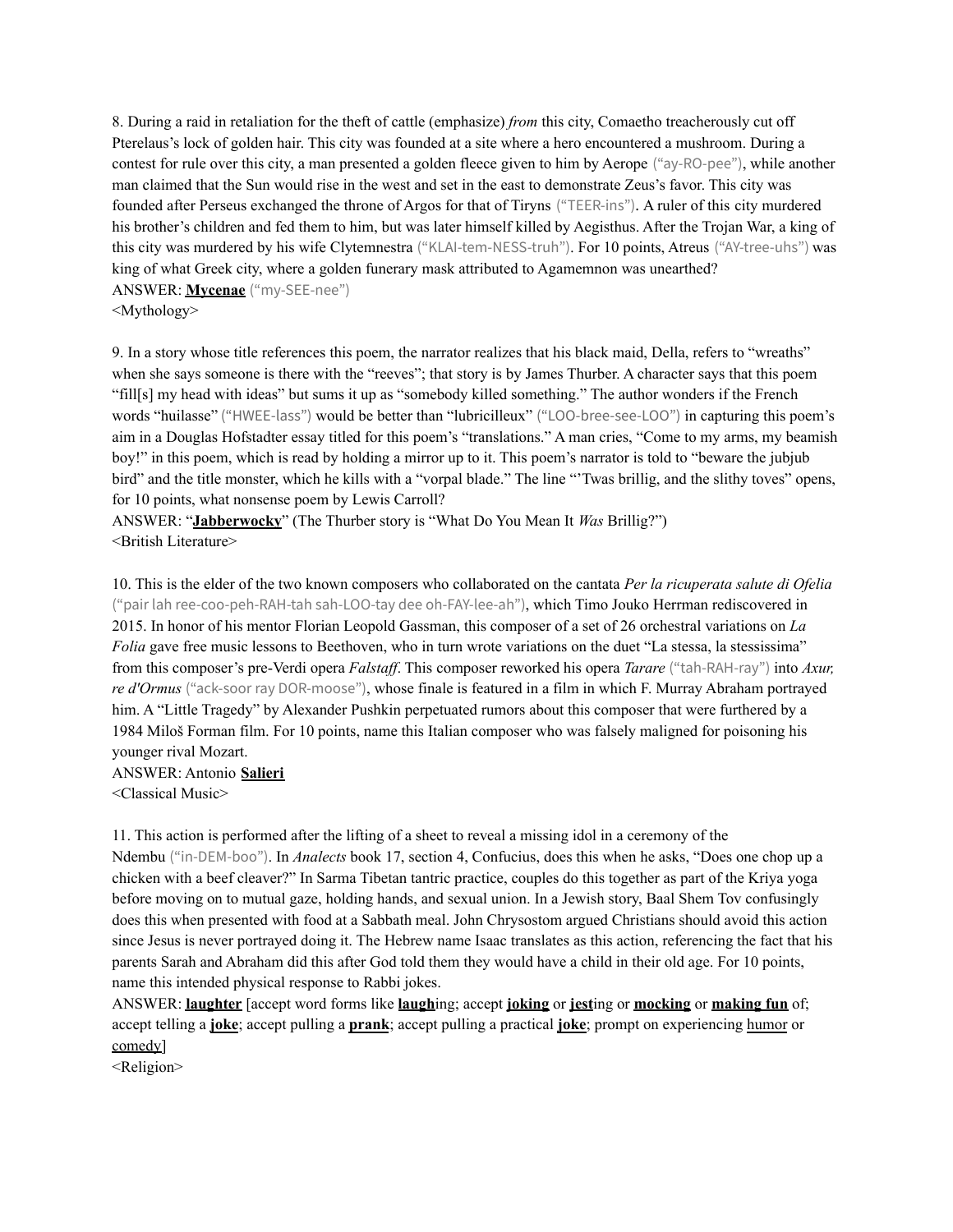8. During a raid in retaliation for the theft of cattle (emphasize) *from* this city, Comaetho treacherously cut off Pterelaus's lock of golden hair. This city was founded at a site where a hero encountered a mushroom. During a contest for rule over this city, a man presented a golden fleece given to him by Aerope ("ay-RO-pee"), while another man claimed that the Sun would rise in the west and set in the east to demonstrate Zeus's favor. This city was founded after Perseus exchanged the throne of Argos for that of Tiryns ("TEER-ins"). A ruler of this city murdered his brother's children and fed them to him, but was later himself killed by Aegisthus. After the Trojan War, a king of this city was murdered by his wife Clytemnestra ("KLAI-tem-NESS-truh"). For 10 points, Atreus ("AY-tree-uhs") was king of what Greek city, where a golden funerary mask attributed to Agamemnon was unearthed?

ANSWER: **<u>Mycenae</u>** ("my-SEE-nee")

<Mythology>

9. In a story whose title references this poem, the narrator realizes that his black maid, Della, refers to "wreaths" when she says someone is there with the "reeves"; that story is by James Thurber. A character says that this poem "fill[s] my head with ideas" but sums it up as "somebody killed something." The author wonders if the French words "huilasse" ("HWEE-lass") would be better than "lubricilleux" ("LOO-bree-see-LOO") in capturing this poem's aim in a Douglas Hofstadter essay titled for this poem's "translations." A man cries, "Come to my arms, my beamish boy!" in this poem, which is read by holding a mirror up to it. This poem's narrator is told to "beware the jubjub bird" and the title monster, which he kills with a "vorpal blade." The line "'Twas brillig, and the slithy toves" opens, for 10 points, what nonsense poem by Lewis Carroll?

ANSWER: "**<u>Jabberwocky</u>**" (The Thurber story is "What Do You Mean It *Was* Brillig?")

<British Literature>

10. This is the elder of the two known composers who collaborated on the cantata *Per la ricuperata salute di Ofelia* ("pair lah ree-coo-peh-RAH-tah sah-LOO-tay dee oh-FAY-lee-ah"), which Timo Jouko Herrmann rediscovered in 2015. In honor of his mentor Florian Leopold Gassman, this composer of a set of 26 orchestral variations on *La Folia* gave free music lessons to Beethoven, who in turn wrote variations on the duet "La stessa, la stessissima" from this composer's pre-Verdi opera *Falstaff*. This composer reworked his opera *Tarare* ("tah-RAH-ray") into *Axur, re d'Ormus* ("ack-soor ray DOR-moose"), whose finale is featured in a film in which F. Murray Abraham portrayed him. A "Little Tragedy" by Alexander Pushkin perpetuated rumors about this composer that were furthered by a 1984 Miloš Forman film. For 10 points, name this Italian composer who was falsely maligned for poisoning his younger rival Mozart.

ANSWER: Antonio **<u>Salieri</u>**

<Classical Music>

11. This action is performed after the lifting of a sheet to reveal a missing idol in a ceremony of the Ndembu ("in-DEM-boo"). In *Analects* book 17, section 4, Confucius, does this when he asks, "Does one chop up a chicken with a beef cleaver?" In Sarma Tibetan tantric practice, couples do this together as part of the Kriya yoga before moving on to mutual gaze, holding hands, and sexual union. In a Jewish story, Baal Shem Tov confusingly does this when presented with food at a Sabbath meal. John Chrysostom argued Christians should avoid this action since Jesus is never portrayed doing it. The Hebrew name Isaac translates as this action, referencing the fact that his parents Sarah and Abraham did this after God told them they would have a child in their old age. For 10 points, name this intended physical response to Rabbi jokes.

ANSWER: **<u>laughter</u>** [accept word forms like **<u>laugh</u>**ing; accept **<u>joking</u>** or **<u>jest</u>**ing or **<u>mocking</u>** or **<u>making fun</u>** of; accept telling a **<u>joke</u>**; accept pulling a **<u>prank</u>**; accept pulling a practical **<u>joke</u>**; prompt on experiencing <u>humor</u> or <u>comedy</u>]

<Religion>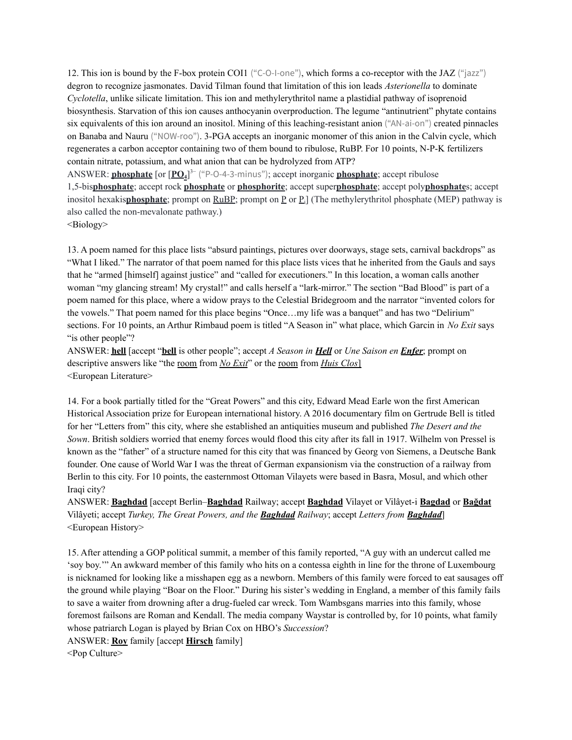12. This ion is bound by the F-box protein COI1 ("C-O-I-one"), which forms a co-receptor with the JAZ ("jazz") degron to recognize jasmonates. David Tilman found that limitation of this ion leads *Asterionella* to dominate *Cyclotella*, unlike silicate limitation. This ion and methylerythritol name a plastidial pathway of isoprenoid biosynthesis. Starvation of this ion causes anthocyanin overproduction. The legume "antinutrient" phytate contains six equivalents of this ion around an inositol. Mining of this leaching-resistant anion ("AN-ai-on") created pinnacles on Banaba and Nauru ("NOW-roo"). 3-PGA accepts an inorganic monomer of this anion in the Calvin cycle, which regenerates a carbon acceptor containing two of them bound to ribulose, RuBP. For 10 points, N-P-K fertilizers contain nitrate, potassium, and what anion that can be hydrolyzed from ATP?

ANSWER: **phosphate** [or [**$PO_4$**]$^{3-}$ ("P-O-4-3-minus"); accept inorganic **phosphate**; accept ribulose 1,5-bis**phosphate**; accept rock **phosphate** or **phosphorite**; accept super**phosphate**; accept poly**phosphate**s; accept inositol hexakis**phosphate**; prompt on RuBP; prompt on P or $P_i$] (The methylerythritol phosphate (MEP) pathway is also called the non-mevalonate pathway.)

<Biology>

13. A poem named for this place lists "absurd paintings, pictures over doorways, stage sets, carnival backdrops" as "What I liked." The narrator of that poem named for this place lists vices that he inherited from the Gauls and says that he "armed [himself] against justice" and "called for executioners." In this location, a woman calls another woman "my glancing stream! My crystal!" and calls herself a "lark-mirror." The section "Bad Blood" is part of a poem named for this place, where a widow prays to the Celestial Bridegroom and the narrator "invented colors for the vowels." That poem named for this place begins "Once…my life was a banquet" and has two "Delirium" sections. For 10 points, an Arthur Rimbaud poem is titled "A Season in" what place, which Garcin in *No Exit* says "is other people"?

ANSWER: **hell** [accept "**bell** is other people"; accept *A Season in **Hell*** or *Une Saison en **Enfer***; prompt on descriptive answers like "the room from *No Exit*" or the room from *Huis Clos*]

<European Literature>

14. For a book partially titled for the "Great Powers" and this city, Edward Mead Earle won the first American Historical Association prize for European international history. A 2016 documentary film on Gertrude Bell is titled for her "Letters from" this city, where she established an antiquities museum and published *The Desert and the Sown*. British soldiers worried that enemy forces would flood this city after its fall in 1917. Wilhelm von Pressel is known as the "father" of a structure named for this city that was financed by Georg von Siemens, a Deutsche Bank founder. One cause of World War I was the threat of German expansionism via the construction of a railway from Berlin to this city. For 10 points, the easternmost Ottoman Vilayets were based in Basra, Mosul, and which other Iraqi city?

ANSWER: **Baghdad** [accept Berlin–**Baghdad** Railway; accept **Baghdad** Vilayet or Vilâyet-i **Bagdad** or **Bağdat** Vilâyeti; accept *Turkey, The Great Powers, and the **Baghdad** Railway*; accept *Letters from **Baghdad***]

<European History>

15. After attending a GOP political summit, a member of this family reported, "A guy with an undercut called me 'soy boy.'" An awkward member of this family who hits on a contessa eighth in line for the throne of Luxembourg is nicknamed for looking like a misshapen egg as a newborn. Members of this family were forced to eat sausages off the ground while playing "Boar on the Floor." During his sister's wedding in England, a member of this family fails to save a waiter from drowning after a drug-fueled car wreck. Tom Wambsgans marries into this family, whose foremost failsons are Roman and Kendall. The media company Waystar is controlled by, for 10 points, what family whose patriarch Logan is played by Brian Cox on HBO's *Succession*?

ANSWER: **Roy** family [accept **Hirsch** family]

<Pop Culture>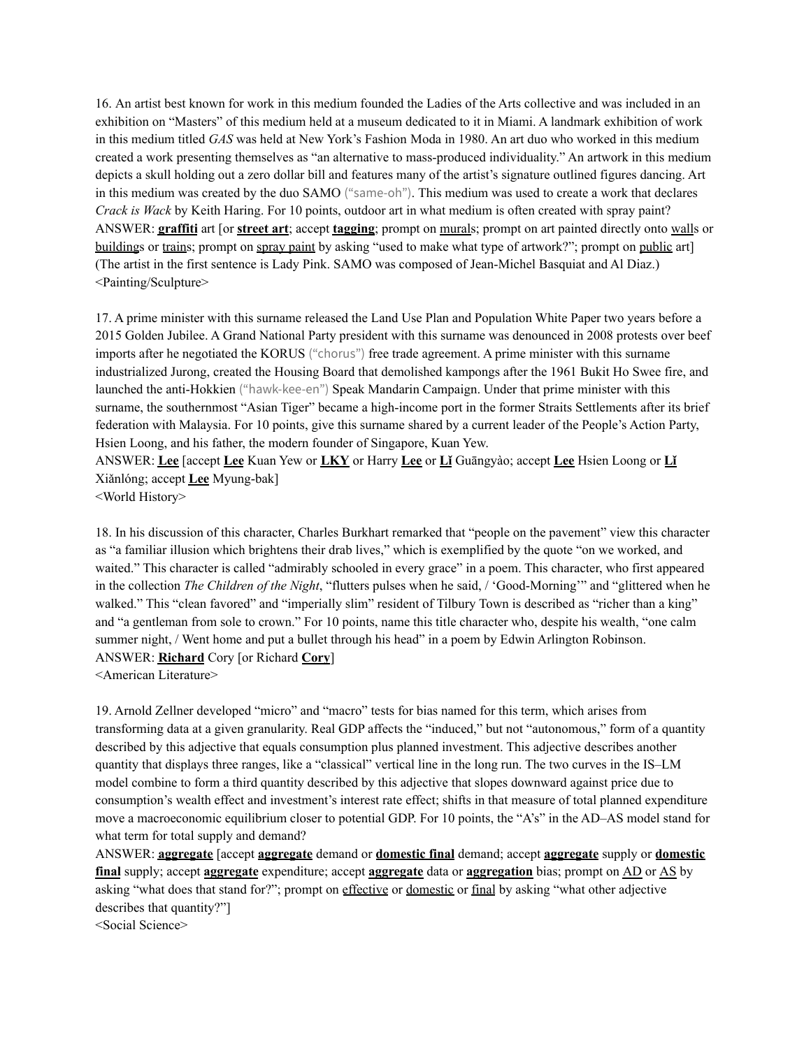16. An artist best known for work in this medium founded the Ladies of the Arts collective and was included in an exhibition on "Masters" of this medium held at a museum dedicated to it in Miami. A landmark exhibition of work in this medium titled *GAS* was held at New York's Fashion Moda in 1980. An art duo who worked in this medium created a work presenting themselves as "an alternative to mass-produced individuality." An artwork in this medium depicts a skull holding out a zero dollar bill and features many of the artist's signature outlined figures dancing. Art in this medium was created by the duo SAMO ("same-oh"). This medium was used to create a work that declares *Crack is Wack* by Keith Haring. For 10 points, outdoor art in what medium is often created with spray paint?

ANSWER: **graffiti** art [or **street art**; accept **tagging**; prompt on murals; prompt on art painted directly onto walls or buildings or trains; prompt on spray paint by asking "used to make what type of artwork?"; prompt on public art]

(The artist in the first sentence is Lady Pink. SAMO was composed of Jean-Michel Basquiat and Al Diaz.)

<Painting/Sculpture>

17. A prime minister with this surname released the Land Use Plan and Population White Paper two years before a 2015 Golden Jubilee. A Grand National Party president with this surname was denounced in 2008 protests over beef imports after he negotiated the KORUS ("chorus") free trade agreement. A prime minister with this surname industrialized Jurong, created the Housing Board that demolished kampongs after the 1961 Bukit Ho Swee fire, and launched the anti-Hokkien ("hawk-kee-en") Speak Mandarin Campaign. Under that prime minister with this surname, the southernmost "Asian Tiger" became a high-income port in the former Straits Settlements after its brief federation with Malaysia. For 10 points, give this surname shared by a current leader of the People's Action Party, Hsien Loong, and his father, the modern founder of Singapore, Kuan Yew.

ANSWER: **Lee** [accept **Lee** Kuan Yew or **LKY** or Harry **Lee** or **Lǐ** Guāngyào; accept **Lee** Hsien Loong or **Lǐ** Xiǎnlóng; accept **Lee** Myung-bak]

<World History>

18. In his discussion of this character, Charles Burkhart remarked that "people on the pavement" view this character as "a familiar illusion which brightens their drab lives," which is exemplified by the quote "on we worked, and waited." This character is called "admirably schooled in every grace" in a poem. This character, who first appeared in the collection *The Children of the Night*, "flutters pulses when he said, / 'Good-Morning'" and "glittered when he walked." This "clean favored" and "imperially slim" resident of Tilbury Town is described as "richer than a king" and "a gentleman from sole to crown." For 10 points, name this title character who, despite his wealth, "one calm summer night, / Went home and put a bullet through his head" in a poem by Edwin Arlington Robinson.

ANSWER: **Richard** Cory [or Richard **Cory**]

<American Literature>

19. Arnold Zellner developed "micro" and "macro" tests for bias named for this term, which arises from transforming data at a given granularity. Real GDP affects the "induced," but not "autonomous," form of a quantity described by this adjective that equals consumption plus planned investment. This adjective describes another quantity that displays three ranges, like a "classical" vertical line in the long run. The two curves in the IS–LM model combine to form a third quantity described by this adjective that slopes downward against price due to consumption's wealth effect and investment's interest rate effect; shifts in that measure of total planned expenditure move a macroeconomic equilibrium closer to potential GDP. For 10 points, the "A's" in the AD–AS model stand for what term for total supply and demand?

ANSWER: **aggregate** [accept **aggregate** demand or **domestic final** demand; accept **aggregate** supply or **domestic final** supply; accept **aggregate** expenditure; accept **aggregate** data or **aggregation** bias; prompt on AD or AS by asking "what does that stand for?"; prompt on effective or domestic or final by asking "what other adjective describes that quantity?"]

<Social Science>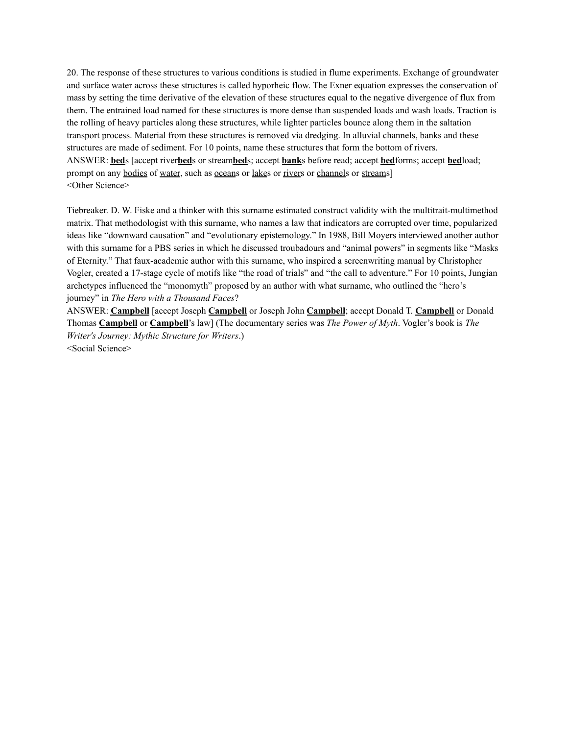20. The response of these structures to various conditions is studied in flume experiments. Exchange of groundwater and surface water across these structures is called hyporheic flow. The Exner equation expresses the conservation of mass by setting the time derivative of the elevation of these structures equal to the negative divergence of flux from them. The entrained load named for these structures is more dense than suspended loads and wash loads. Traction is the rolling of heavy particles along these structures, while lighter particles bounce along them in the saltation transport process. Material from these structures is removed via dredging. In alluvial channels, banks and these structures are made of sediment. For 10 points, name these structures that form the bottom of rivers.
ANSWER: **bed**s [accept river**bed**s or stream**bed**s; accept **bank**s before read; accept **bed**forms; accept **bed**load; prompt on any bodies of water, such as oceans or lakes or rivers or channels or streams]
<Other Science>

Tiebreaker. D. W. Fiske and a thinker with this surname estimated construct validity with the multitrait-multimethod matrix. That methodologist with this surname, who names a law that indicators are corrupted over time, popularized ideas like "downward causation" and "evolutionary epistemology." In 1988, Bill Moyers interviewed another author with this surname for a PBS series in which he discussed troubadours and "animal powers" in segments like "Masks of Eternity." That faux-academic author with this surname, who inspired a screenwriting manual by Christopher Vogler, created a 17-stage cycle of motifs like "the road of trials" and "the call to adventure." For 10 points, Jungian archetypes influenced the "monomyth" proposed by an author with what surname, who outlined the "hero's journey" in *The Hero with a Thousand Faces*?
ANSWER: **Campbell** [accept Joseph **Campbell** or Joseph John **Campbell**; accept Donald T. **Campbell** or Donald Thomas **Campbell** or **Campbell**'s law] (The documentary series was *The Power of Myth*. Vogler's book is *The Writer's Journey: Mythic Structure for Writers*.)
<Social Science>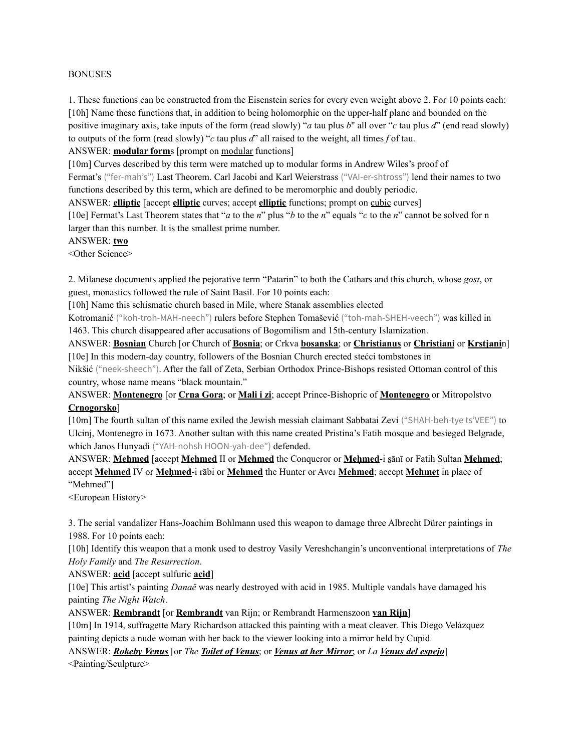BONUSES

1. These functions can be constructed from the Eisenstein series for every even weight above 2. For 10 points each:

[10h] Name these functions that, in addition to being holomorphic on the upper-half plane and bounded on the positive imaginary axis, take inputs of the form (read slowly) "*a* tau plus *b*" all over "*c* tau plus *d*" (end read slowly) to outputs of the form (read slowly) "*c* tau plus *d*" all raised to the weight, all times *f* of tau.

ANSWER: **modular form**s [prompt on modular functions]

[10m] Curves described by this term were matched up to modular forms in Andrew Wiles's proof of Fermat's ("fer-mah's") Last Theorem. Carl Jacobi and Karl Weierstrass ("VAI-er-shtross") lend their names to two functions described by this term, which are defined to be meromorphic and doubly periodic.

ANSWER: **elliptic** [accept **elliptic** curves; accept **elliptic** functions; prompt on cubic curves]

[10e] Fermat's Last Theorem states that "*a* to the *n*" plus "*b* to the *n*" equals "*c* to the *n*" cannot be solved for n larger than this number. It is the smallest prime number.

ANSWER: **two**

<Other Science>

2. Milanese documents applied the pejorative term "Patarin" to both the Cathars and this church, whose *gost*, or guest, monastics followed the rule of Saint Basil. For 10 points each:

[10h] Name this schismatic church based in Mile, where Stanak assemblies elected Kotromanić ("koh-troh-MAH-neech") rulers before Stephen Tomašević ("toh-mah-SHEH-veech") was killed in 1463. This church disappeared after accusations of Bogomilism and 15th-century Islamization.

ANSWER: **Bosnian** Church [or Church of **Bosnia**; or Crkva **bosanska**; or **Christianus** or **Christiani** or **Krstjani**n]

[10e] In this modern-day country, followers of the Bosnian Church erected stećci tombstones in Nikšić ("neek-sheech"). After the fall of Zeta, Serbian Orthodox Prince-Bishops resisted Ottoman control of this country, whose name means "black mountain."

ANSWER: **Montenegro** [or **Crna Gora**; or **Mali i zi**; accept Prince-Bishopric of **Montenegro** or Mitropolstvo **Crnogorsko**]

[10m] The fourth sultan of this name exiled the Jewish messiah claimant Sabbatai Zevi ("SHAH-beh-tye ts'VEE") to Ulcinj, Montenegro in 1673. Another sultan with this name created Pristina's Fatih mosque and besieged Belgrade, which Janos Hunyadi ("YAH-nohsh HOON-yah-dee") defended.

ANSWER: **Mehmed** [accept **Mehmed** II or **Mehmed** the Conqueror or **Meḥmed**-i s̱ānī or Fatih Sultan **Mehmed**; accept **Mehmed** IV or **Meḥmed**-i rābi or **Mehmed** the Hunter or Avcı **Mehmed**; accept **Mehmet** in place of "Mehmed"]

<European History>

3. The serial vandalizer Hans-Joachim Bohlmann used this weapon to damage three Albrecht Dürer paintings in 1988. For 10 points each:

[10h] Identify this weapon that a monk used to destroy Vasily Vereshchangin's unconventional interpretations of *The Holy Family* and *The Resurrection*.

ANSWER: **acid** [accept sulfuric **acid**]

[10e] This artist's painting *Danaë* was nearly destroyed with acid in 1985. Multiple vandals have damaged his painting *The Night Watch*.

ANSWER: **Rembrandt** [or **Rembrandt** van Rijn; or Rembrandt Harmenszoon **van Rijn**]

[10m] In 1914, suffragette Mary Richardson attacked this painting with a meat cleaver. This Diego Velázquez painting depicts a nude woman with her back to the viewer looking into a mirror held by Cupid.

ANSWER: ***Rokeby Venus*** [or *The **Toilet of Venus***; or ***Venus at her Mirror***; or *La **Venus del espejo***]

<Painting/Sculpture>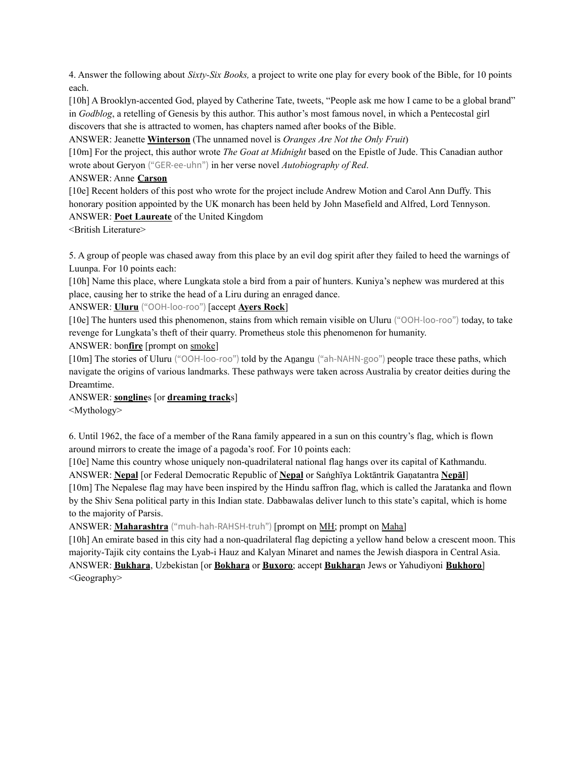4. Answer the following about *Sixty-Six Books,* a project to write one play for every book of the Bible, for 10 points each.

[10h] A Brooklyn-accented God, played by Catherine Tate, tweets, "People ask me how I came to be a global brand" in *Godblog*, a retelling of Genesis by this author. This author's most famous novel, in which a Pentecostal girl discovers that she is attracted to women, has chapters named after books of the Bible.

ANSWER: Jeanette **<u>Winterson</u>** (The unnamed novel is *Oranges Are Not the Only Fruit*)

[10m] For the project, this author wrote *The Goat at Midnight* based on the Epistle of Jude. This Canadian author wrote about Geryon ("GER-ee-uhn") in her verse novel *Autobiography of Red*.

ANSWER: Anne **<u>Carson</u>**

[10e] Recent holders of this post who wrote for the project include Andrew Motion and Carol Ann Duffy. This honorary position appointed by the UK monarch has been held by John Masefield and Alfred, Lord Tennyson.

ANSWER: **<u>Poet Laureate</u>** of the United Kingdom

<British Literature>

5. A group of people was chased away from this place by an evil dog spirit after they failed to heed the warnings of Luunpa. For 10 points each:

[10h] Name this place, where Lungkata stole a bird from a pair of hunters. Kuniya's nephew was murdered at this place, causing her to strike the head of a Liru during an enraged dance.

ANSWER: **<u>Uluru</u>** ("OOH-loo-roo") [accept **<u>Ayers Rock</u>**]

[10e] The hunters used this phenomenon, stains from which remain visible on Uluru ("OOH-loo-roo") today, to take revenge for Lungkata's theft of their quarry. Prometheus stole this phenomenon for humanity.

ANSWER: bon**<u>fire</u>** [prompt on <u>smoke</u>]

[10m] The stories of Uluru ("OOH-loo-roo") told by the Aṉangu ("ah-NAHN-goo") people trace these paths, which navigate the origins of various landmarks. These pathways were taken across Australia by creator deities during the Dreamtime.

ANSWER: **<u>songline</u>**s [or **<u>dreaming track</u>**s]

<Mythology>

6. Until 1962, the face of a member of the Rana family appeared in a sun on this country's flag, which is flown around mirrors to create the image of a pagoda's roof. For 10 points each:

[10e] Name this country whose uniquely non-quadrilateral national flag hangs over its capital of Kathmandu.

ANSWER: **<u>Nepal</u>** [or Federal Democratic Republic of **<u>Nepal</u>** or Saṅghīya Loktāntrik Gaṇatantra **<u>Nepāl</u>**]

[10m] The Nepalese flag may have been inspired by the Hindu saffron flag, which is called the Jaratanka and flown by the Shiv Sena political party in this Indian state. Dabbawalas deliver lunch to this state's capital, which is home to the majority of Parsis.

ANSWER: **<u>Maharashtra</u>** ("muh-hah-RAHSH-truh") [prompt on <u>MH</u>; prompt on <u>Maha</u>]

[10h] An emirate based in this city had a non-quadrilateral flag depicting a yellow hand below a crescent moon. This majority-Tajik city contains the Lyab-i Hauz and Kalyan Minaret and names the Jewish diaspora in Central Asia.

ANSWER: **<u>Bukhara</u>**, Uzbekistan [or **<u>Bokhara</u>** or **<u>Buxoro</u>**; accept **<u>Bukhara</u>**n Jews or Yahudiyoni **<u>Bukhoro</u>**]

<Geography>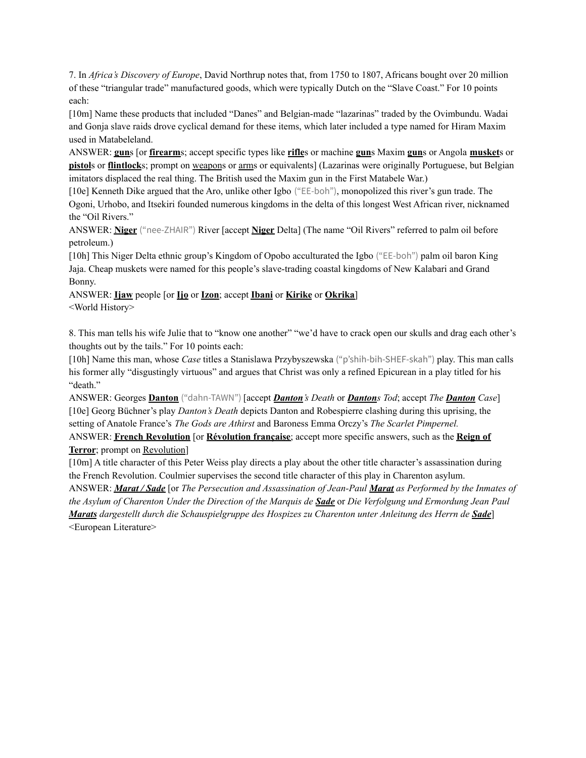7. In *Africa's Discovery of Europe*, David Northrup notes that, from 1750 to 1807, Africans bought over 20 million of these "triangular trade" manufactured goods, which were typically Dutch on the "Slave Coast." For 10 points each:

[10m] Name these products that included "Danes" and Belgian-made "lazarinas" traded by the Ovimbundu. Wadai and Gonja slave raids drove cyclical demand for these items, which later included a type named for Hiram Maxim used in Matabeleland.

ANSWER: **gun**s [or **firearm**s; accept specific types like **rifle**s or machine **gun**s Maxim **gun**s or Angola **musket**s or **pistol**s or **flintlock**s; prompt on weapons or arms or equivalents] (Lazarinas were originally Portuguese, but Belgian imitators displaced the real thing. The British used the Maxim gun in the First Matabele War.)

[10e] Kenneth Dike argued that the Aro, unlike other Igbo ("EE-boh"), monopolized this river's gun trade. The Ogoni, Urhobo, and Itsekiri founded numerous kingdoms in the delta of this longest West African river, nicknamed the "Oil Rivers."

ANSWER: **Niger** ("nee-ZHAIR") River [accept **Niger** Delta] (The name "Oil Rivers" referred to palm oil before petroleum.)

[10h] This Niger Delta ethnic group's Kingdom of Opobo acculturated the Igbo ("EE-boh") palm oil baron King Jaja. Cheap muskets were named for this people's slave-trading coastal kingdoms of New Kalabari and Grand Bonny.

ANSWER: **Ijaw** people [or **Ijo** or **Izon**; accept **Ibani** or **Kirike** or **Okrika**]

<World History>

8. This man tells his wife Julie that to "know one another" "we'd have to crack open our skulls and drag each other's thoughts out by the tails." For 10 points each:

[10h] Name this man, whose *Case* titles a Stanislawa Przybyszewska ("p'shih-bih-SHEF-skah") play. This man calls his former ally "disgustingly virtuous" and argues that Christ was only a refined Epicurean in a play titled for his "death."

ANSWER: Georges **Danton** ("dahn-TAWN") [accept ***Danton**'s Death* or ***Danton**s Tod*; accept *The **Danton** Case*]

[10e] Georg Büchner's play *Danton's Death* depicts Danton and Robespierre clashing during this uprising, the setting of Anatole France's *The Gods are Athirst* and Baroness Emma Orczy's *The Scarlet Pimpernel.*

ANSWER: **French Revolution** [or **Révolution française**; accept more specific answers, such as the **Reign of Terror**; prompt on Revolution]

[10m] A title character of this Peter Weiss play directs a play about the other title character's assassination during the French Revolution. Coulmier supervises the second title character of this play in Charenton asylum.

ANSWER: ***Marat / Sade*** [or *The Persecution and Assassination of Jean-Paul **Marat** as Performed by the Inmates of the Asylum of Charenton Under the Direction of the Marquis de **Sade*** or *Die Verfolgung und Ermordung Jean Paul **Marats** dargestellt durch die Schauspielgruppe des Hospizes zu Charenton unter Anleitung des Herrn de **Sade***]

<European Literature>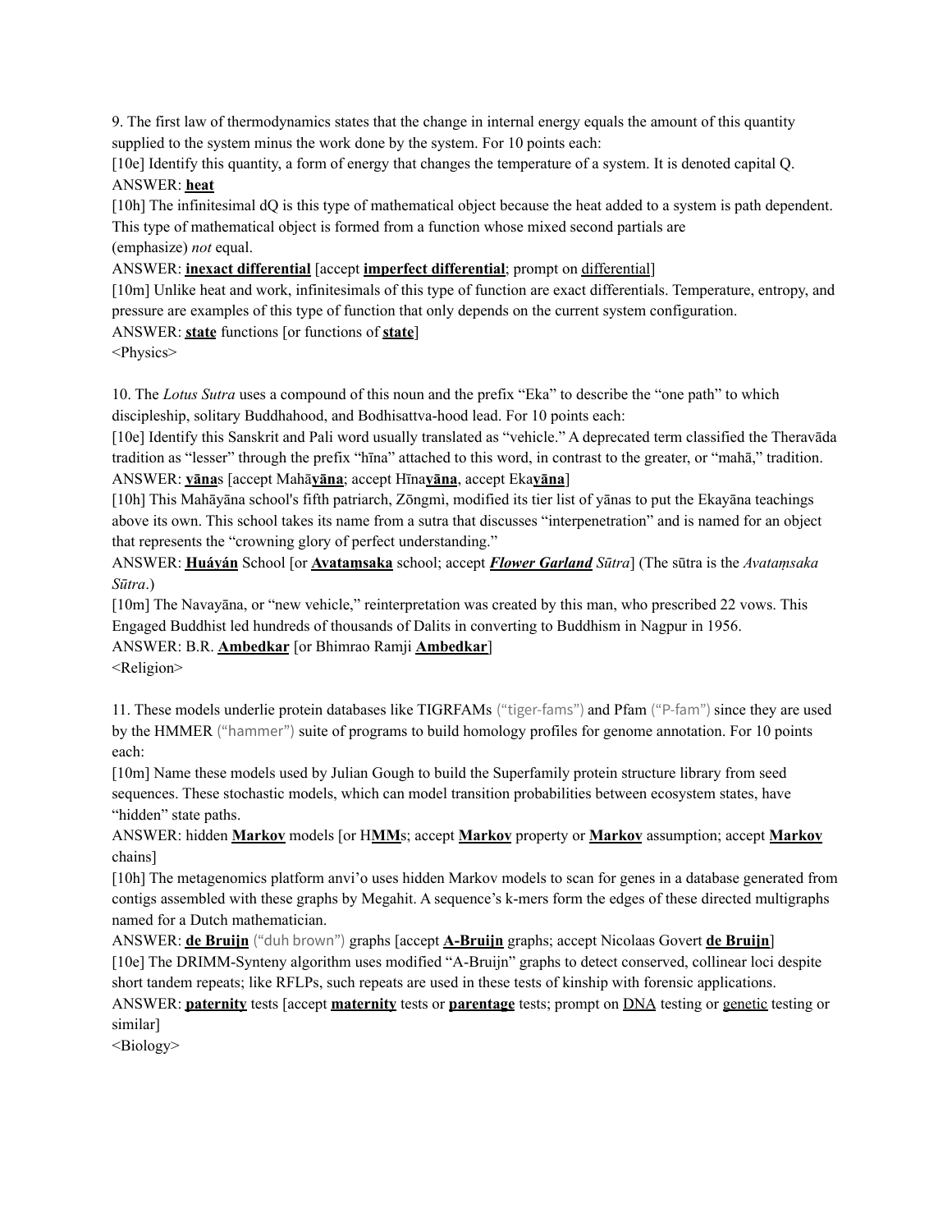9. The first law of thermodynamics states that the change in internal energy equals the amount of this quantity supplied to the system minus the work done by the system. For 10 points each:

[10e] Identify this quantity, a form of energy that changes the temperature of a system. It is denoted capital Q.

ANSWER: **heat**

[10h] The infinitesimal dQ is this type of mathematical object because the heat added to a system is path dependent. This type of mathematical object is formed from a function whose mixed second partials are (emphasize) *not* equal.

ANSWER: **inexact differential** [accept **imperfect differential**; prompt on differential]

[10m] Unlike heat and work, infinitesimals of this type of function are exact differentials. Temperature, entropy, and pressure are examples of this type of function that only depends on the current system configuration.

ANSWER: **state** functions [or functions of **state**]

<Physics>

10. The *Lotus Sutra* uses a compound of this noun and the prefix "Eka" to describe the "one path" to which discipleship, solitary Buddhahood, and Bodhisattva-hood lead. For 10 points each:

[10e] Identify this Sanskrit and Pali word usually translated as "vehicle." A deprecated term classified the Theravāda tradition as "lesser" through the prefix "hīna" attached to this word, in contrast to the greater, or "mahā," tradition.

ANSWER: **yāna**s [accept Mahā**yāna**; accept Hīna**yāna**, accept Eka**yāna**]

[10h] This Mahāyāna school's fifth patriarch, Zōngmì, modified its tier list of yānas to put the Ekayāna teachings above its own. This school takes its name from a sutra that discusses "interpenetration" and is named for an object that represents the "crowning glory of perfect understanding."

ANSWER: **Huáyán** School [or **Avatamsaka** school; accept ***Flower Garland*** *Sūtra*] (The sūtra is the *Avataṃsaka Sūtra*.)

[10m] The Navayāna, or "new vehicle," reinterpretation was created by this man, who prescribed 22 vows. This Engaged Buddhist led hundreds of thousands of Dalits in converting to Buddhism in Nagpur in 1956.

ANSWER: B.R. **Ambedkar** [or Bhimrao Ramji **Ambedkar**]

<Religion>

11. These models underlie protein databases like TIGRFAMs ("tiger-fams") and Pfam ("P-fam") since they are used by the HMMER ("hammer") suite of programs to build homology profiles for genome annotation. For 10 points each:

[10m] Name these models used by Julian Gough to build the Superfamily protein structure library from seed sequences. These stochastic models, which can model transition probabilities between ecosystem states, have "hidden" state paths.

ANSWER: hidden **Markov** models [or H**MM**s; accept **Markov** property or **Markov** assumption; accept **Markov** chains]

[10h] The metagenomics platform anvi'o uses hidden Markov models to scan for genes in a database generated from contigs assembled with these graphs by Megahit. A sequence's k-mers form the edges of these directed multigraphs named for a Dutch mathematician.

ANSWER: **de Bruijn** ("duh brown") graphs [accept **A-Bruijn** graphs; accept Nicolaas Govert **de Bruijn**]

[10e] The DRIMM-Synteny algorithm uses modified "A-Bruijn" graphs to detect conserved, collinear loci despite short tandem repeats; like RFLPs, such repeats are used in these tests of kinship with forensic applications.

ANSWER: **paternity** tests [accept **maternity** tests or **parentage** tests; prompt on DNA testing or genetic testing or similar]

<Biology>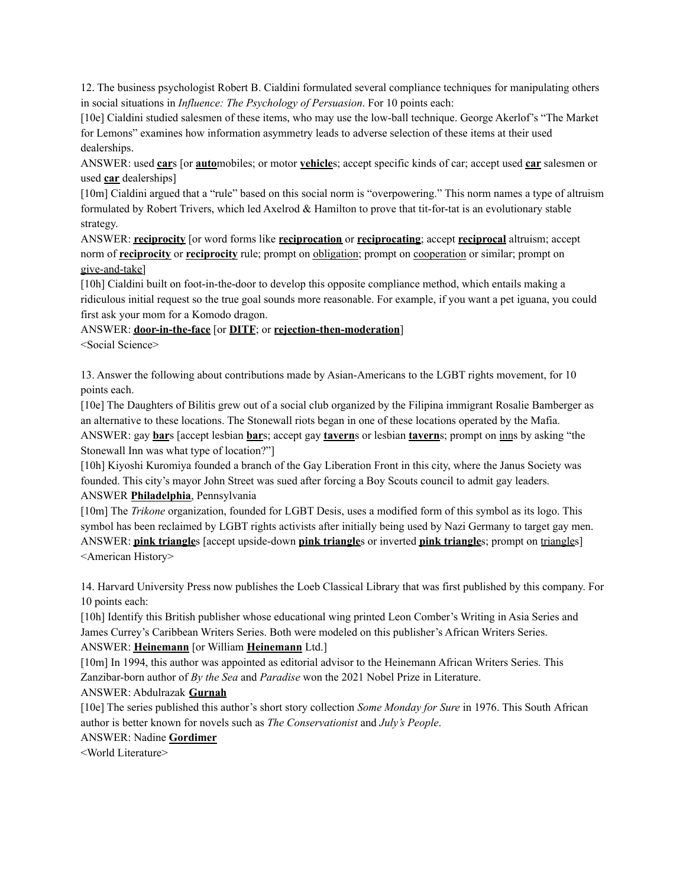12. The business psychologist Robert B. Cialdini formulated several compliance techniques for manipulating others in social situations in *Influence: The Psychology of Persuasion*. For 10 points each:

[10e] Cialdini studied salesmen of these items, who may use the low-ball technique. George Akerlof's "The Market for Lemons" examines how information asymmetry leads to adverse selection of these items at their used dealerships.

ANSWER: used **car**s [or **auto**mobiles; or motor **vehicle**s; accept specific kinds of car; accept used **car** salesmen or used **car** dealerships]

[10m] Cialdini argued that a "rule" based on this social norm is "overpowering." This norm names a type of altruism formulated by Robert Trivers, which led Axelrod & Hamilton to prove that tit-for-tat is an evolutionary stable strategy.

ANSWER: **reciprocity** [or word forms like **reciprocation** or **reciprocating**; accept **reciprocal** altruism; accept norm of **reciprocity** or **reciprocity** rule; prompt on obligation; prompt on cooperation or similar; prompt on give-and-take]

[10h] Cialdini built on foot-in-the-door to develop this opposite compliance method, which entails making a ridiculous initial request so the true goal sounds more reasonable. For example, if you want a pet iguana, you could first ask your mom for a Komodo dragon.

ANSWER: **door-in-the-face** [or **DITF**; or **rejection-then-moderation**]

<Social Science>

13. Answer the following about contributions made by Asian-Americans to the LGBT rights movement, for 10 points each.

[10e] The Daughters of Bilitis grew out of a social club organized by the Filipina immigrant Rosalie Bamberger as an alternative to these locations. The Stonewall riots began in one of these locations operated by the Mafia.

ANSWER: gay **bar**s [accept lesbian **bar**s; accept gay **tavern**s or lesbian **tavern**s; prompt on inns by asking "the Stonewall Inn was what type of location?"]

[10h] Kiyoshi Kuromiya founded a branch of the Gay Liberation Front in this city, where the Janus Society was founded. This city's mayor John Street was sued after forcing a Boy Scouts council to admit gay leaders.

ANSWER **Philadelphia**, Pennsylvania

[10m] The *Trikone* organization, founded for LGBT Desis, uses a modified form of this symbol as its logo. This symbol has been reclaimed by LGBT rights activists after initially being used by Nazi Germany to target gay men.

ANSWER: **pink triangle**s [accept upside-down **pink triangle**s or inverted **pink triangle**s; prompt on triangles]

<American History>

14. Harvard University Press now publishes the Loeb Classical Library that was first published by this company. For 10 points each:

[10h] Identify this British publisher whose educational wing printed Leon Comber's Writing in Asia Series and James Currey's Caribbean Writers Series. Both were modeled on this publisher's African Writers Series.

ANSWER: **Heinemann** [or William **Heinemann** Ltd.]

[10m] In 1994, this author was appointed as editorial advisor to the Heinemann African Writers Series. This Zanzibar-born author of *By the Sea* and *Paradise* won the 2021 Nobel Prize in Literature.

ANSWER: Abdulrazak **Gurnah**

[10e] The series published this author's short story collection *Some Monday for Sure* in 1976. This South African author is better known for novels such as *The Conservationist* and *July's People*.

ANSWER: Nadine **Gordimer**

<World Literature>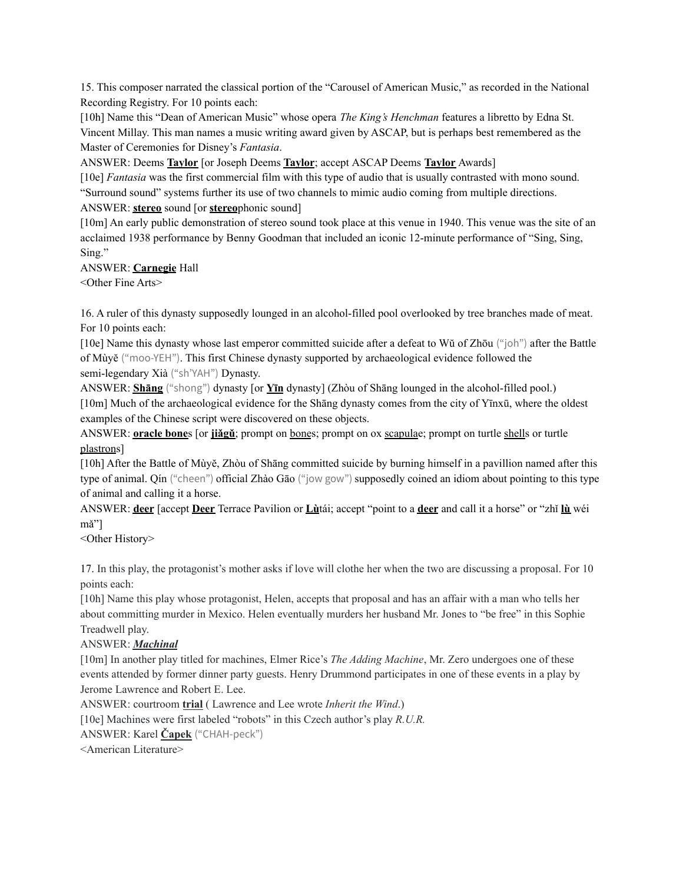15. This composer narrated the classical portion of the "Carousel of American Music," as recorded in the National Recording Registry. For 10 points each:

[10h] Name this "Dean of American Music" whose opera *The King's Henchman* features a libretto by Edna St. Vincent Millay. This man names a music writing award given by ASCAP, but is perhaps best remembered as the Master of Ceremonies for Disney's *Fantasia*.

ANSWER: Deems **Taylor** [or Joseph Deems **Taylor**; accept ASCAP Deems **Taylor** Awards]

[10e] *Fantasia* was the first commercial film with this type of audio that is usually contrasted with mono sound. "Surround sound" systems further its use of two channels to mimic audio coming from multiple directions.

ANSWER: **stereo** sound [or **stereo**phonic sound]

[10m] An early public demonstration of stereo sound took place at this venue in 1940. This venue was the site of an acclaimed 1938 performance by Benny Goodman that included an iconic 12-minute performance of "Sing, Sing, Sing."

ANSWER: **Carnegie** Hall

<Other Fine Arts>

16. A ruler of this dynasty supposedly lounged in an alcohol-filled pool overlooked by tree branches made of meat. For 10 points each:

[10e] Name this dynasty whose last emperor committed suicide after a defeat to Wǔ of Zhōu ("joh") after the Battle of Mùyě ("moo-YEH"). This first Chinese dynasty supported by archaeological evidence followed the semi-legendary Xià ("sh'YAH") Dynasty.

ANSWER: **Shāng** ("shong") dynasty [or **Yīn** dynasty] (Zhòu of Shāng lounged in the alcohol-filled pool.)

[10m] Much of the archaeological evidence for the Shāng dynasty comes from the city of Yīnxū, where the oldest examples of the Chinese script were discovered on these objects.

ANSWER: **oracle bone**s [or **jiǎgǔ**; prompt on bones; prompt on ox scapulae; prompt on turtle shells or turtle plastrons]

[10h] After the Battle of Mùyě, Zhòu of Shāng committed suicide by burning himself in a pavillion named after this type of animal. Qín ("cheen") official Zhào Gāo ("jow gow") supposedly coined an idiom about pointing to this type of animal and calling it a horse.

ANSWER: **deer** [accept **Deer** Terrace Pavilion or **Lù**tái; accept "point to a **deer** and call it a horse" or "zhǐ **lù** wéi mǎ"]

<Other History>

17. In this play, the protagonist's mother asks if love will clothe her when the two are discussing a proposal. For 10 points each:

[10h] Name this play whose protagonist, Helen, accepts that proposal and has an affair with a man who tells her about committing murder in Mexico. Helen eventually murders her husband Mr. Jones to "be free" in this Sophie Treadwell play.

ANSWER: ***Machinal***

[10m] In another play titled for machines, Elmer Rice's *The Adding Machine*, Mr. Zero undergoes one of these events attended by former dinner party guests. Henry Drummond participates in one of these events in a play by Jerome Lawrence and Robert E. Lee.

ANSWER: courtroom **trial** ( Lawrence and Lee wrote *Inherit the Wind*.)

[10e] Machines were first labeled "robots" in this Czech author's play *R.U.R.*

ANSWER: Karel **Čapek** ("CHAH-peck")

<American Literature>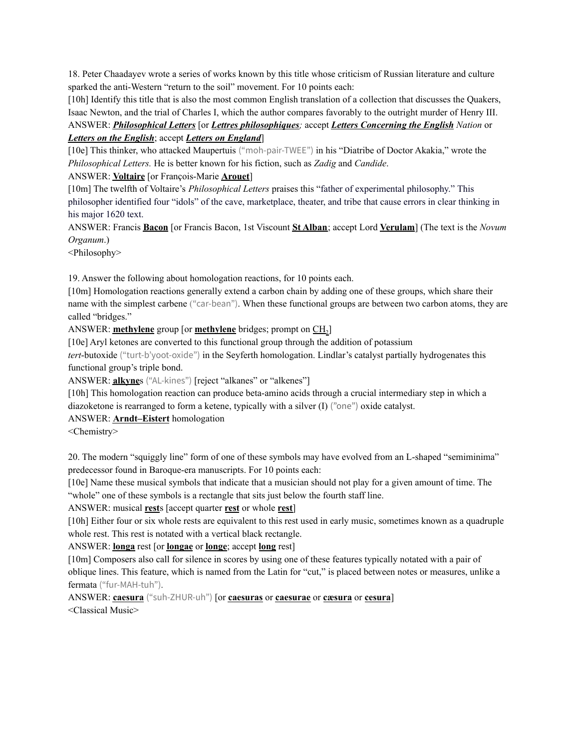18. Peter Chaadayev wrote a series of works known by this title whose criticism of Russian literature and culture sparked the anti-Western "return to the soil" movement. For 10 points each:

[10h] Identify this title that is also the most common English translation of a collection that discusses the Quakers, Isaac Newton, and the trial of Charles I, which the author compares favorably to the outright murder of Henry III.

ANSWER: ***Philosophical Letters*** [or ***Lettres philosophiques****;* accept ***Letters Concerning the English*** *Nation* or ***Letters on the English***; accept ***Letters on England***]

[10e] This thinker, who attacked Maupertuis ("moh-pair-TWEE") in his "Diatribe of Doctor Akakia," wrote the *Philosophical Letters.* He is better known for his fiction, such as *Zadig* and *Candide*.

ANSWER: **Voltaire** [or François-Marie **Arouet**]

[10m] The twelfth of Voltaire's *Philosophical Letters* praises this "father of experimental philosophy." This philosopher identified four "idols" of the cave, marketplace, theater, and tribe that cause errors in clear thinking in his major 1620 text.

ANSWER: Francis **Bacon** [or Francis Bacon, 1st Viscount **St Alban**; accept Lord **Verulam**] (The text is the *Novum Organum*.)

<Philosophy>

19. Answer the following about homologation reactions, for 10 points each.

[10m] Homologation reactions generally extend a carbon chain by adding one of these groups, which share their name with the simplest carbene ("car-bean"). When these functional groups are between two carbon atoms, they are called "bridges."

ANSWER: **methylene** group [or **methylene** bridges; prompt on $CH_2$]

[10e] Aryl ketones are converted to this functional group through the addition of potassium *tert*-butoxide ("turt-b'yoot-oxide") in the Seyferth homologation. Lindlar's catalyst partially hydrogenates this functional group's triple bond.

ANSWER: **alkyne**s ("AL-kines") [reject "alkanes" or "alkenes"]

[10h] This homologation reaction can produce beta-amino acids through a crucial intermediary step in which a diazoketone is rearranged to form a ketene, typically with a silver (I) ("one") oxide catalyst.

ANSWER: **Arndt–Eistert** homologation

<Chemistry>

20. The modern "squiggly line" form of one of these symbols may have evolved from an L-shaped "semiminima" predecessor found in Baroque-era manuscripts. For 10 points each:

[10e] Name these musical symbols that indicate that a musician should not play for a given amount of time. The "whole" one of these symbols is a rectangle that sits just below the fourth staff line.

ANSWER: musical **rest**s [accept quarter **rest** or whole **rest**]

[10h] Either four or six whole rests are equivalent to this rest used in early music, sometimes known as a quadruple whole rest. This rest is notated with a vertical black rectangle.

ANSWER: **longa** rest [or **longae** or **longe**; accept **long** rest]

[10m] Composers also call for silence in scores by using one of these features typically notated with a pair of oblique lines. This feature, which is named from the Latin for "cut," is placed between notes or measures, unlike a fermata ("fur-MAH-tuh").

ANSWER: **caesura** ("suh-ZHUR-uh") [or **caesuras** or **caesurae** or **cæsura** or **cesura**]

<Classical Music>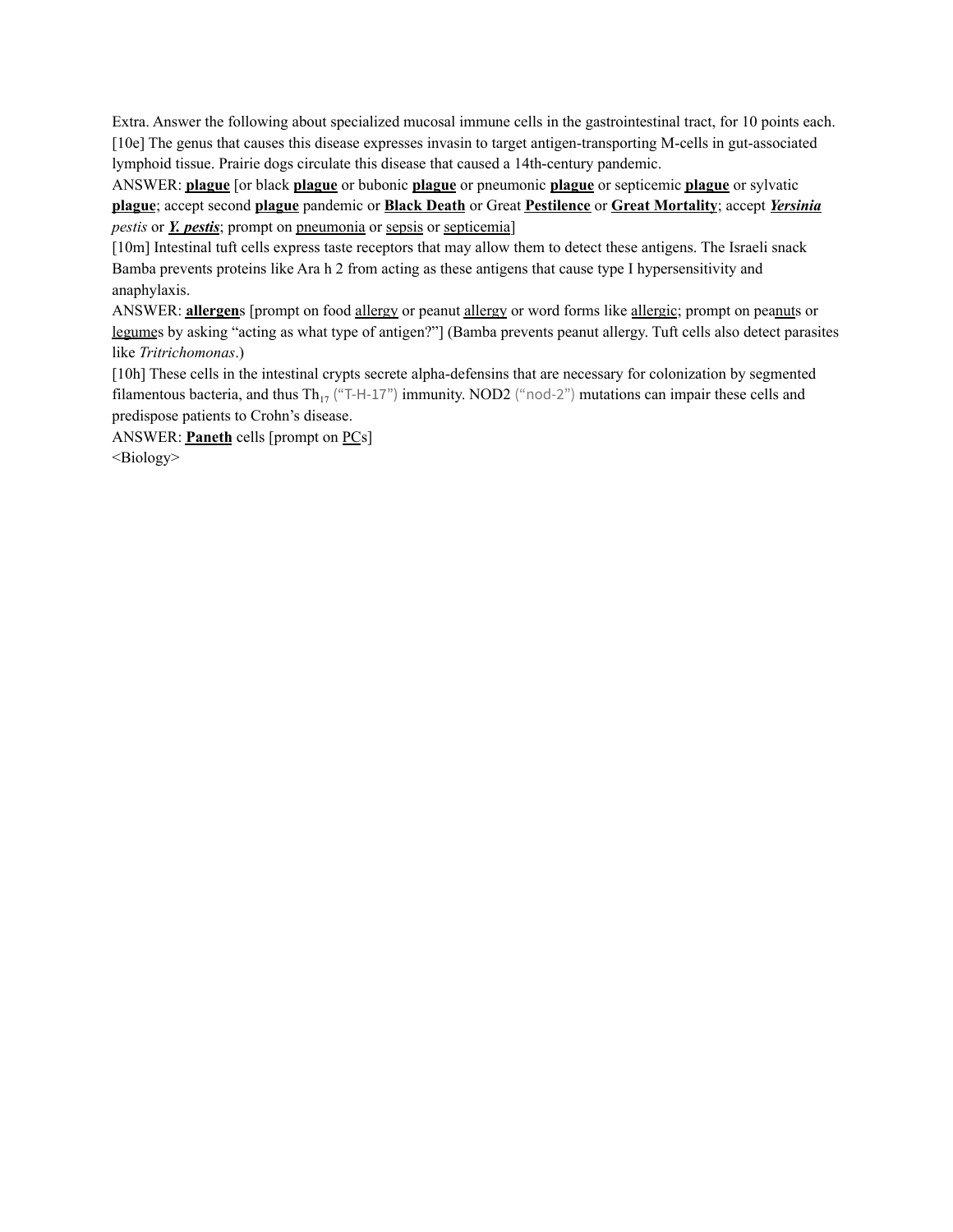Extra. Answer the following about specialized mucosal immune cells in the gastrointestinal tract, for 10 points each.

[10e] The genus that causes this disease expresses invasin to target antigen-transporting M-cells in gut-associated lymphoid tissue. Prairie dogs circulate this disease that caused a 14th-century pandemic.

ANSWER: **plague** [or black **plague** or bubonic **plague** or pneumonic **plague** or septicemic **plague** or sylvatic **plague**; accept second **plague** pandemic or **Black Death** or Great **Pestilence** or **Great Mortality**; accept ***Yersinia*** *pestis* or ***Y. pestis***; prompt on pneumonia or sepsis or septicemia]

[10m] Intestinal tuft cells express taste receptors that may allow them to detect these antigens. The Israeli snack Bamba prevents proteins like Ara h 2 from acting as these antigens that cause type I hypersensitivity and anaphylaxis.

ANSWER: **allergen**s [prompt on food allergy or peanut allergy or word forms like allergic; prompt on peanuts or legumes by asking "acting as what type of antigen?"] (Bamba prevents peanut allergy. Tuft cells also detect parasites like *Tritrichomonas*.)

[10h] These cells in the intestinal crypts secrete alpha-defensins that are necessary for colonization by segmented filamentous bacteria, and thus $Th_{17}$ ("T-H-17") immunity. NOD2 ("nod-2") mutations can impair these cells and predispose patients to Crohn's disease.

ANSWER: **Paneth** cells [prompt on PCs]

<Biology>